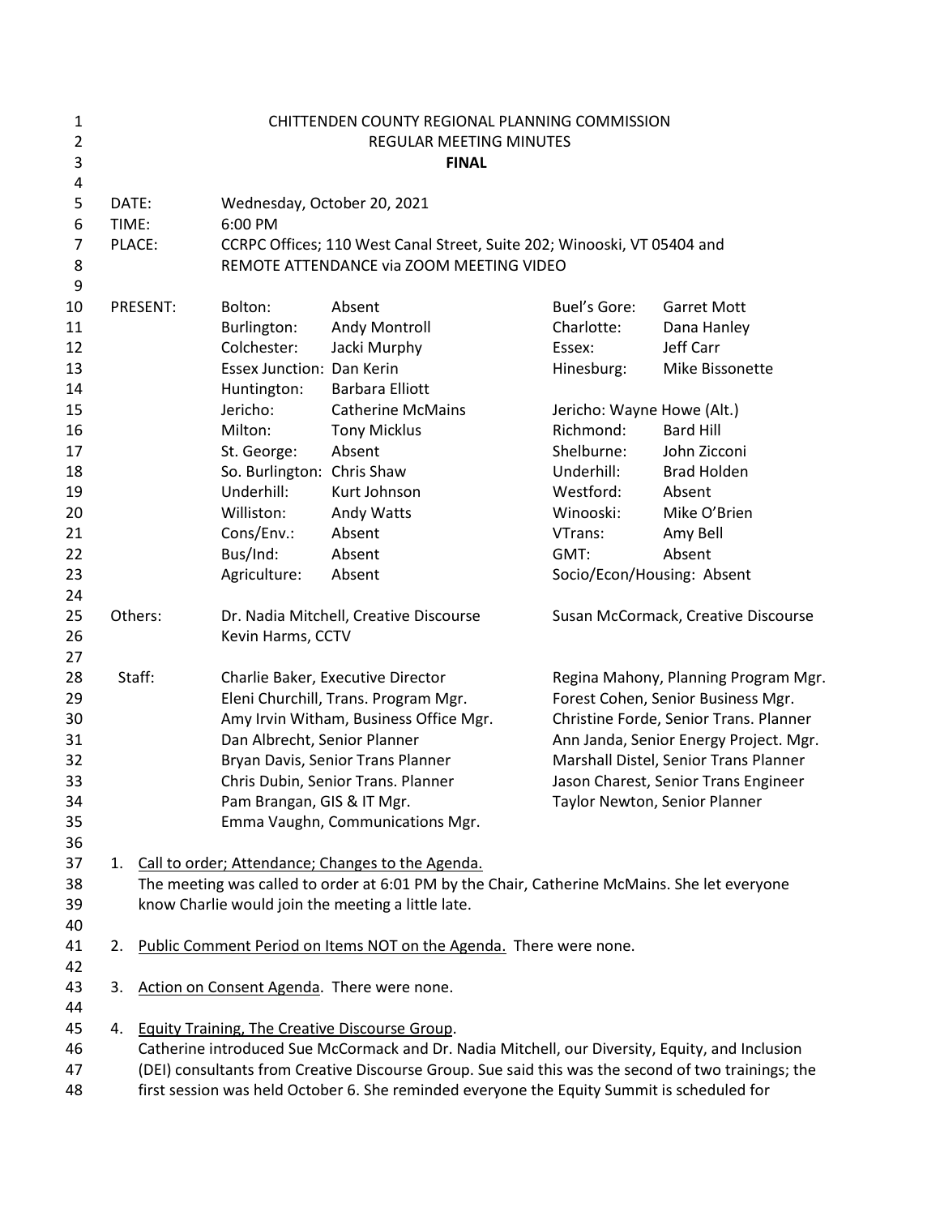CHITTENDEN COUNTY REGIONAL PLANNING COMMISSION
REGULAR MEETING MINUTES
**FINAL**

DATE: Wednesday, October 20, 2021
TIME: 6:00 PM
PLACE: CCRPC Offices; 110 West Canal Street, Suite 202; Winooski, VT 05404 and REMOTE ATTENDANCE via ZOOM MEETING VIDEO

PRESENT:

| | | | |
|---|---|---|---|
| Bolton: | Absent | Buel's Gore: | Garret Mott |
| Burlington: | Andy Montroll | Charlotte: | Dana Hanley |
| Colchester: | Jacki Murphy | Essex: | Jeff Carr |
| Essex Junction: | Dan Kerin | Hinesburg: | Mike Bissonette |
| Huntington: | Barbara Elliott | | |
| Jericho: | Catherine McMains | Jericho: | Wayne Howe (Alt.) |
| Milton: | Tony Micklus | Richmond: | Bard Hill |
| St. George: | Absent | Shelburne: | John Zicconi |
| So. Burlington: | Chris Shaw | Underhill: | Brad Holden |
| Underhill: | Kurt Johnson | Westford: | Absent |
| Williston: | Andy Watts | Winooski: | Mike O'Brien |
| Cons/Env.: | Absent | VTrans: | Amy Bell |
| Bus/Ind: | Absent | GMT: | Absent |
| Agriculture: | Absent | Socio/Econ/Housing: | Absent |

Others: Dr. Nadia Mitchell, Creative Discourse; Susan McCormack, Creative Discourse; Kevin Harms, CCTV

Staff:

| | |
|---|---|
| Charlie Baker, Executive Director | Regina Mahony, Planning Program Mgr. |
| Eleni Churchill, Trans. Program Mgr. | Forest Cohen, Senior Business Mgr. |
| Amy Irvin Witham, Business Office Mgr. | Christine Forde, Senior Trans. Planner |
| Dan Albrecht, Senior Planner | Ann Janda, Senior Energy Project. Mgr. |
| Bryan Davis, Senior Trans Planner | Marshall Distel, Senior Trans Planner |
| Chris Dubin, Senior Trans. Planner | Jason Charest, Senior Trans Engineer |
| Pam Brangan, GIS & IT Mgr. | Taylor Newton, Senior Planner |
| Emma Vaughn, Communications Mgr. | |

1. Call to order; Attendance; Changes to the Agenda.
   The meeting was called to order at 6:01 PM by the Chair, Catherine McMains. She let everyone know Charlie would join the meeting a little late.

2. Public Comment Period on Items NOT on the Agenda. There were none.

3. Action on Consent Agenda. There were none.

4. Equity Training, The Creative Discourse Group.
   Catherine introduced Sue McCormack and Dr. Nadia Mitchell, our Diversity, Equity, and Inclusion (DEI) consultants from Creative Discourse Group. Sue said this was the second of two trainings; the first session was held October 6. She reminded everyone the Equity Summit is scheduled for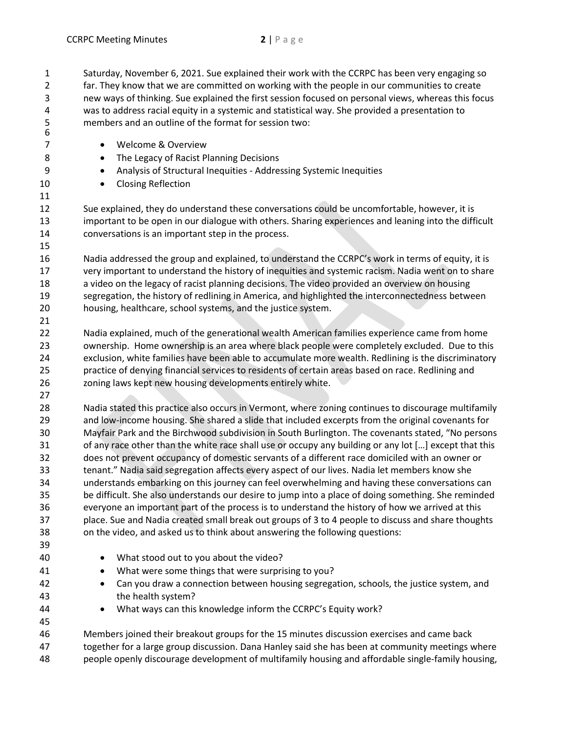Saturday, November 6, 2021. Sue explained their work with the CCRPC has been very engaging so far. They know that we are committed on working with the people in our communities to create new ways of thinking. Sue explained the first session focused on personal views, whereas this focus was to address racial equity in a systemic and statistical way. She provided a presentation to members and an outline of the format for session two:

- Welcome & Overview
- The Legacy of Racist Planning Decisions
- Analysis of Structural Inequities - Addressing Systemic Inequities
- Closing Reflection

Sue explained, they do understand these conversations could be uncomfortable, however, it is important to be open in our dialogue with others. Sharing experiences and leaning into the difficult conversations is an important step in the process.

Nadia addressed the group and explained, to understand the CCRPC's work in terms of equity, it is very important to understand the history of inequities and systemic racism. Nadia went on to share a video on the legacy of racist planning decisions. The video provided an overview on housing segregation, the history of redlining in America, and highlighted the interconnectedness between housing, healthcare, school systems, and the justice system.

Nadia explained, much of the generational wealth American families experience came from home ownership. Home ownership is an area where black people were completely excluded. Due to this exclusion, white families have been able to accumulate more wealth. Redlining is the discriminatory practice of denying financial services to residents of certain areas based on race. Redlining and zoning laws kept new housing developments entirely white.

Nadia stated this practice also occurs in Vermont, where zoning continues to discourage multifamily and low-income housing. She shared a slide that included excerpts from the original covenants for Mayfair Park and the Birchwood subdivision in South Burlington. The covenants stated, "No persons of any race other than the white race shall use or occupy any building or any lot […] except that this does not prevent occupancy of domestic servants of a different race domiciled with an owner or tenant." Nadia said segregation affects every aspect of our lives. Nadia let members know she understands embarking on this journey can feel overwhelming and having these conversations can be difficult. She also understands our desire to jump into a place of doing something. She reminded everyone an important part of the process is to understand the history of how we arrived at this place. Sue and Nadia created small break out groups of 3 to 4 people to discuss and share thoughts on the video, and asked us to think about answering the following questions:

- What stood out to you about the video?
- What were some things that were surprising to you?
- Can you draw a connection between housing segregation, schools, the justice system, and the health system?
- What ways can this knowledge inform the CCRPC's Equity work?

Members joined their breakout groups for the 15 minutes discussion exercises and came back together for a large group discussion. Dana Hanley said she has been at community meetings where people openly discourage development of multifamily housing and affordable single-family housing,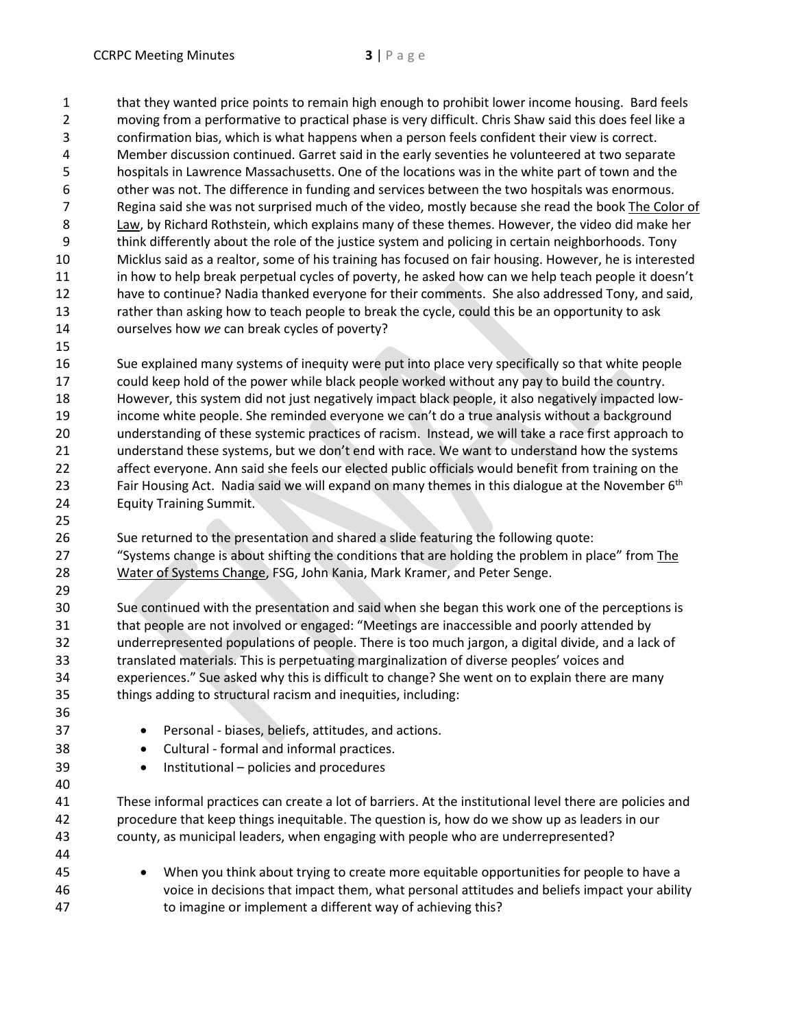that they wanted price points to remain high enough to prohibit lower income housing. Bard feels moving from a performative to practical phase is very difficult. Chris Shaw said this does feel like a confirmation bias, which is what happens when a person feels confident their view is correct. Member discussion continued. Garret said in the early seventies he volunteered at two separate hospitals in Lawrence Massachusetts. One of the locations was in the white part of town and the other was not. The difference in funding and services between the two hospitals was enormous. Regina said she was not surprised much of the video, mostly because she read the book The Color of Law, by Richard Rothstein, which explains many of these themes. However, the video did make her think differently about the role of the justice system and policing in certain neighborhoods. Tony Micklus said as a realtor, some of his training has focused on fair housing. However, he is interested in how to help break perpetual cycles of poverty, he asked how can we help teach people it doesn't have to continue? Nadia thanked everyone for their comments. She also addressed Tony, and said, rather than asking how to teach people to break the cycle, could this be an opportunity to ask ourselves how *we* can break cycles of poverty?

Sue explained many systems of inequity were put into place very specifically so that white people could keep hold of the power while black people worked without any pay to build the country. However, this system did not just negatively impact black people, it also negatively impacted low-income white people. She reminded everyone we can't do a true analysis without a background understanding of these systemic practices of racism. Instead, we will take a race first approach to understand these systems, but we don't end with race. We want to understand how the systems affect everyone. Ann said she feels our elected public officials would benefit from training on the Fair Housing Act. Nadia said we will expand on many themes in this dialogue at the November 6th Equity Training Summit.

Sue returned to the presentation and shared a slide featuring the following quote: "Systems change is about shifting the conditions that are holding the problem in place" from The Water of Systems Change, FSG, John Kania, Mark Kramer, and Peter Senge.

Sue continued with the presentation and said when she began this work one of the perceptions is that people are not involved or engaged: "Meetings are inaccessible and poorly attended by underrepresented populations of people. There is too much jargon, a digital divide, and a lack of translated materials. This is perpetuating marginalization of diverse peoples' voices and experiences." Sue asked why this is difficult to change? She went on to explain there are many things adding to structural racism and inequities, including:

- Personal - biases, beliefs, attitudes, and actions.
- Cultural - formal and informal practices.
- Institutional – policies and procedures

These informal practices can create a lot of barriers. At the institutional level there are policies and procedure that keep things inequitable. The question is, how do we show up as leaders in our county, as municipal leaders, when engaging with people who are underrepresented?

- When you think about trying to create more equitable opportunities for people to have a voice in decisions that impact them, what personal attitudes and beliefs impact your ability to imagine or implement a different way of achieving this?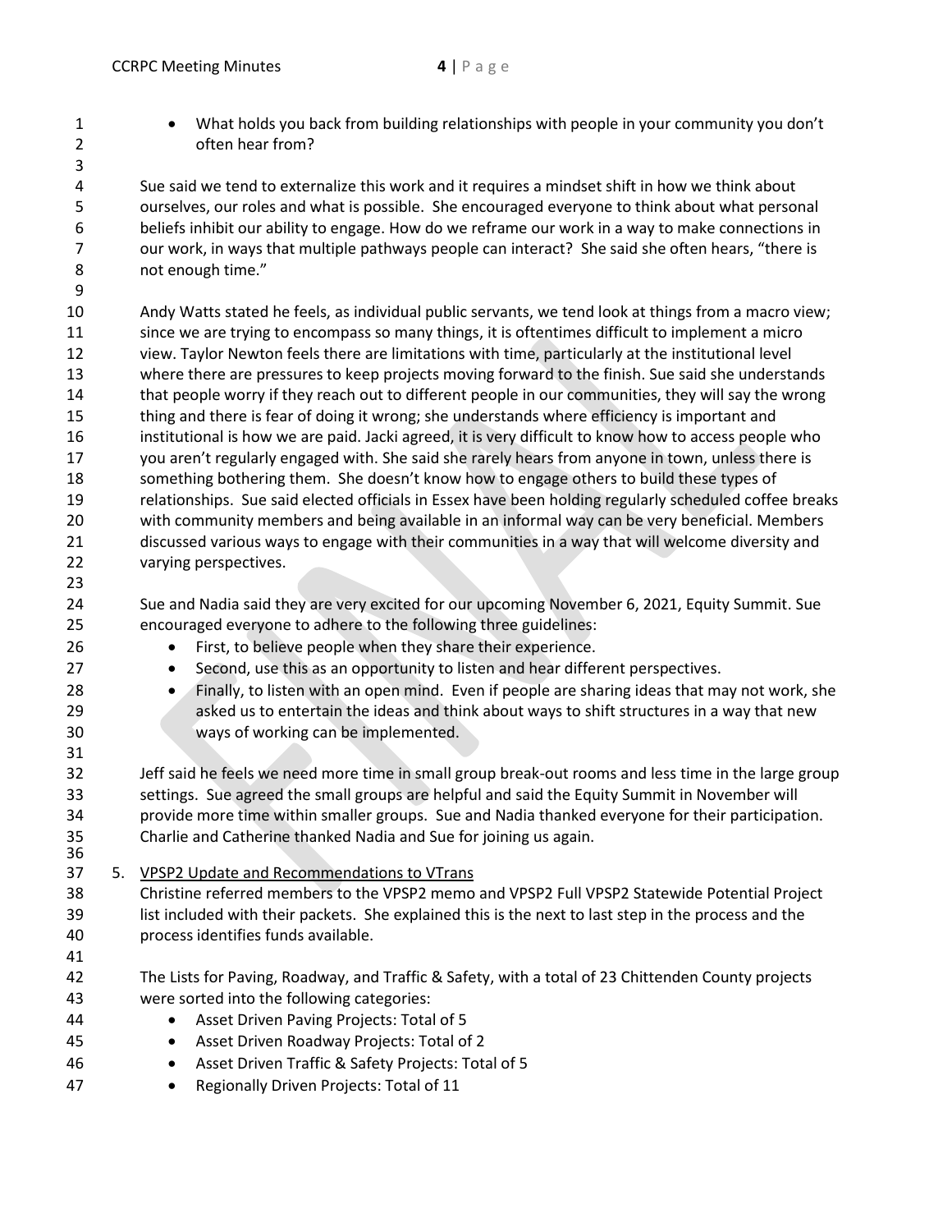- What holds you back from building relationships with people in your community you don't often hear from?

Sue said we tend to externalize this work and it requires a mindset shift in how we think about ourselves, our roles and what is possible. She encouraged everyone to think about what personal beliefs inhibit our ability to engage. How do we reframe our work in a way to make connections in our work, in ways that multiple pathways people can interact? She said she often hears, "there is not enough time."

Andy Watts stated he feels, as individual public servants, we tend look at things from a macro view; since we are trying to encompass so many things, it is oftentimes difficult to implement a micro view. Taylor Newton feels there are limitations with time, particularly at the institutional level where there are pressures to keep projects moving forward to the finish. Sue said she understands that people worry if they reach out to different people in our communities, they will say the wrong thing and there is fear of doing it wrong; she understands where efficiency is important and institutional is how we are paid. Jacki agreed, it is very difficult to know how to access people who you aren't regularly engaged with. She said she rarely hears from anyone in town, unless there is something bothering them. She doesn't know how to engage others to build these types of relationships. Sue said elected officials in Essex have been holding regularly scheduled coffee breaks with community members and being available in an informal way can be very beneficial. Members discussed various ways to engage with their communities in a way that will welcome diversity and varying perspectives.

Sue and Nadia said they are very excited for our upcoming November 6, 2021, Equity Summit. Sue encouraged everyone to adhere to the following three guidelines:

- First, to believe people when they share their experience.
- Second, use this as an opportunity to listen and hear different perspectives.
- Finally, to listen with an open mind. Even if people are sharing ideas that may not work, she asked us to entertain the ideas and think about ways to shift structures in a way that new ways of working can be implemented.

Jeff said he feels we need more time in small group break-out rooms and less time in the large group settings. Sue agreed the small groups are helpful and said the Equity Summit in November will provide more time within smaller groups. Sue and Nadia thanked everyone for their participation. Charlie and Catherine thanked Nadia and Sue for joining us again.

5. VPSP2 Update and Recommendations to VTrans

Christine referred members to the VPSP2 memo and VPSP2 Full VPSP2 Statewide Potential Project list included with their packets. She explained this is the next to last step in the process and the process identifies funds available.

The Lists for Paving, Roadway, and Traffic & Safety, with a total of 23 Chittenden County projects were sorted into the following categories:

- Asset Driven Paving Projects: Total of 5
- Asset Driven Roadway Projects: Total of 2
- Asset Driven Traffic & Safety Projects: Total of 5
- Regionally Driven Projects: Total of 11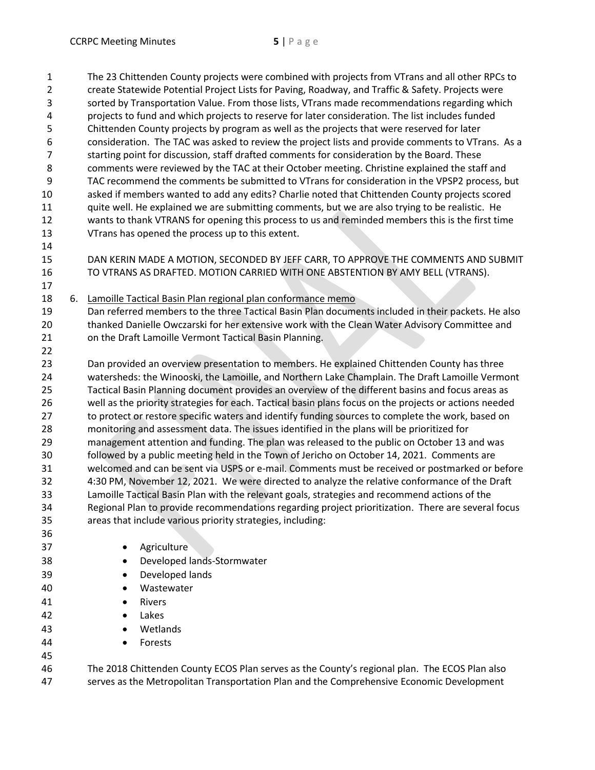The 23 Chittenden County projects were combined with projects from VTrans and all other RPCs to create Statewide Potential Project Lists for Paving, Roadway, and Traffic & Safety. Projects were sorted by Transportation Value. From those lists, VTrans made recommendations regarding which projects to fund and which projects to reserve for later consideration. The list includes funded Chittenden County projects by program as well as the projects that were reserved for later consideration. The TAC was asked to review the project lists and provide comments to VTrans. As a starting point for discussion, staff drafted comments for consideration by the Board. These comments were reviewed by the TAC at their October meeting. Christine explained the staff and TAC recommend the comments be submitted to VTrans for consideration in the VPSP2 process, but asked if members wanted to add any edits? Charlie noted that Chittenden County projects scored quite well. He explained we are submitting comments, but we are also trying to be realistic. He wants to thank VTRANS for opening this process to us and reminded members this is the first time VTrans has opened the process up to this extent.

DAN KERIN MADE A MOTION, SECONDED BY JEFF CARR, TO APPROVE THE COMMENTS AND SUBMIT TO VTRANS AS DRAFTED. MOTION CARRIED WITH ONE ABSTENTION BY AMY BELL (VTRANS).

6. Lamoille Tactical Basin Plan regional plan conformance memo

Dan referred members to the three Tactical Basin Plan documents included in their packets. He also thanked Danielle Owczarski for her extensive work with the Clean Water Advisory Committee and on the Draft Lamoille Vermont Tactical Basin Planning.

Dan provided an overview presentation to members. He explained Chittenden County has three watersheds: the Winooski, the Lamoille, and Northern Lake Champlain. The Draft Lamoille Vermont Tactical Basin Planning document provides an overview of the different basins and focus areas as well as the priority strategies for each. Tactical basin plans focus on the projects or actions needed to protect or restore specific waters and identify funding sources to complete the work, based on monitoring and assessment data. The issues identified in the plans will be prioritized for management attention and funding. The plan was released to the public on October 13 and was followed by a public meeting held in the Town of Jericho on October 14, 2021. Comments are welcomed and can be sent via USPS or e-mail. Comments must be received or postmarked or before 4:30 PM, November 12, 2021. We were directed to analyze the relative conformance of the Draft Lamoille Tactical Basin Plan with the relevant goals, strategies and recommend actions of the Regional Plan to provide recommendations regarding project prioritization. There are several focus areas that include various priority strategies, including:

- Agriculture
- Developed lands-Stormwater
- Developed lands
- Wastewater
- Rivers
- Lakes
- Wetlands
- Forests

The 2018 Chittenden County ECOS Plan serves as the County's regional plan. The ECOS Plan also serves as the Metropolitan Transportation Plan and the Comprehensive Economic Development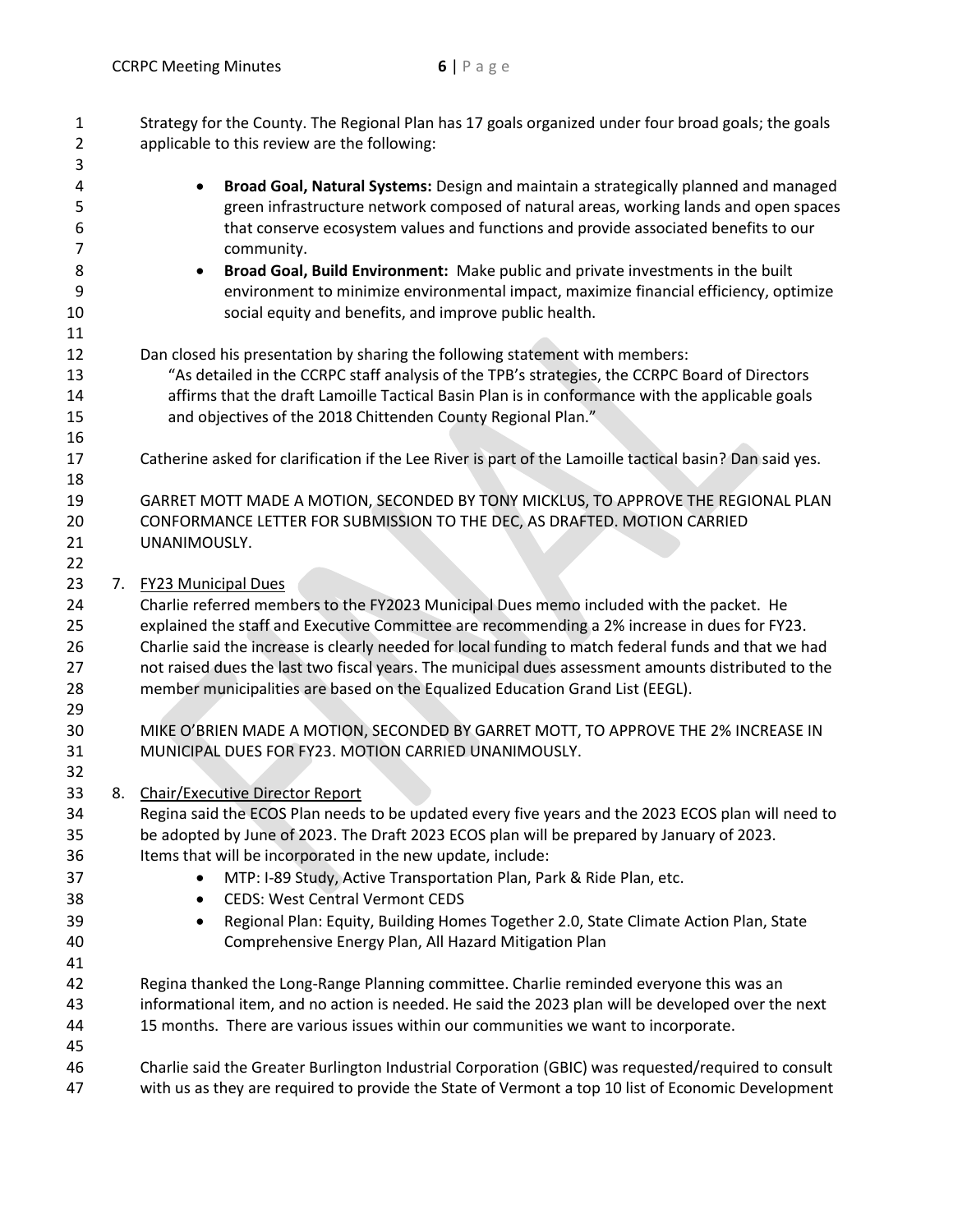Strategy for the County. The Regional Plan has 17 goals organized under four broad goals; the goals applicable to this review are the following:

- **Broad Goal, Natural Systems:** Design and maintain a strategically planned and managed green infrastructure network composed of natural areas, working lands and open spaces that conserve ecosystem values and functions and provide associated benefits to our community.
- **Broad Goal, Build Environment:** Make public and private investments in the built environment to minimize environmental impact, maximize financial efficiency, optimize social equity and benefits, and improve public health.

Dan closed his presentation by sharing the following statement with members:

> "As detailed in the CCRPC staff analysis of the TPB's strategies, the CCRPC Board of Directors affirms that the draft Lamoille Tactical Basin Plan is in conformance with the applicable goals and objectives of the 2018 Chittenden County Regional Plan."

Catherine asked for clarification if the Lee River is part of the Lamoille tactical basin? Dan said yes.

GARRET MOTT MADE A MOTION, SECONDED BY TONY MICKLUS, TO APPROVE THE REGIONAL PLAN CONFORMANCE LETTER FOR SUBMISSION TO THE DEC, AS DRAFTED. MOTION CARRIED UNANIMOUSLY.

7. FY23 Municipal Dues

Charlie referred members to the FY2023 Municipal Dues memo included with the packet. He explained the staff and Executive Committee are recommending a 2% increase in dues for FY23. Charlie said the increase is clearly needed for local funding to match federal funds and that we had not raised dues the last two fiscal years. The municipal dues assessment amounts distributed to the member municipalities are based on the Equalized Education Grand List (EEGL).

MIKE O'BRIEN MADE A MOTION, SECONDED BY GARRET MOTT, TO APPROVE THE 2% INCREASE IN MUNICIPAL DUES FOR FY23. MOTION CARRIED UNANIMOUSLY.

8. Chair/Executive Director Report

Regina said the ECOS Plan needs to be updated every five years and the 2023 ECOS plan will need to be adopted by June of 2023. The Draft 2023 ECOS plan will be prepared by January of 2023. Items that will be incorporated in the new update, include:

- MTP: I-89 Study, Active Transportation Plan, Park & Ride Plan, etc.
- CEDS: West Central Vermont CEDS
- Regional Plan: Equity, Building Homes Together 2.0, State Climate Action Plan, State Comprehensive Energy Plan, All Hazard Mitigation Plan

Regina thanked the Long-Range Planning committee. Charlie reminded everyone this was an informational item, and no action is needed. He said the 2023 plan will be developed over the next 15 months. There are various issues within our communities we want to incorporate.

Charlie said the Greater Burlington Industrial Corporation (GBIC) was requested/required to consult with us as they are required to provide the State of Vermont a top 10 list of Economic Development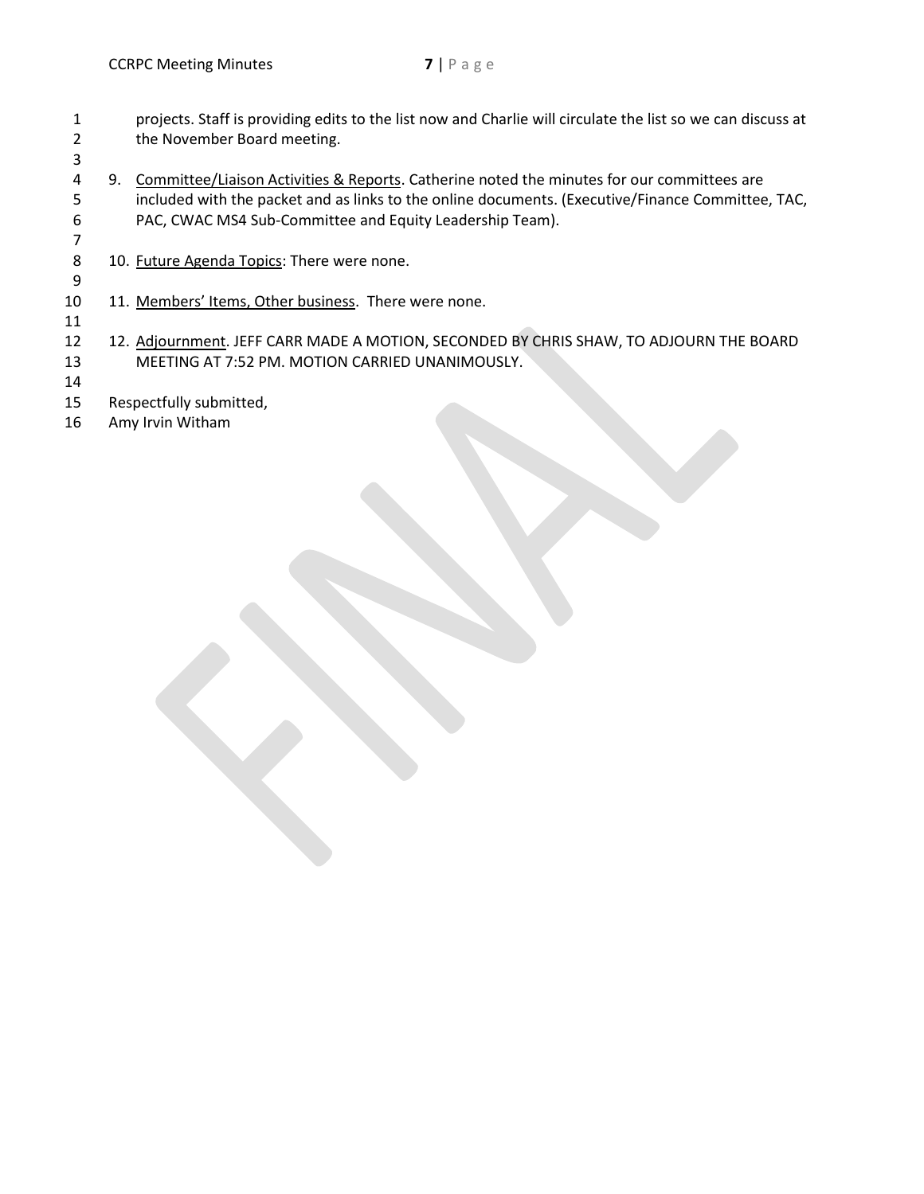projects. Staff is providing edits to the list now and Charlie will circulate the list so we can discuss at the November Board meeting.

9. Committee/Liaison Activities & Reports. Catherine noted the minutes for our committees are included with the packet and as links to the online documents. (Executive/Finance Committee, TAC, PAC, CWAC MS4 Sub-Committee and Equity Leadership Team).

10. Future Agenda Topics: There were none.

11. Members' Items, Other business. There were none.

12. Adjournment. JEFF CARR MADE A MOTION, SECONDED BY CHRIS SHAW, TO ADJOURN THE BOARD MEETING AT 7:52 PM. MOTION CARRIED UNANIMOUSLY.

Respectfully submitted,
Amy Irvin Witham